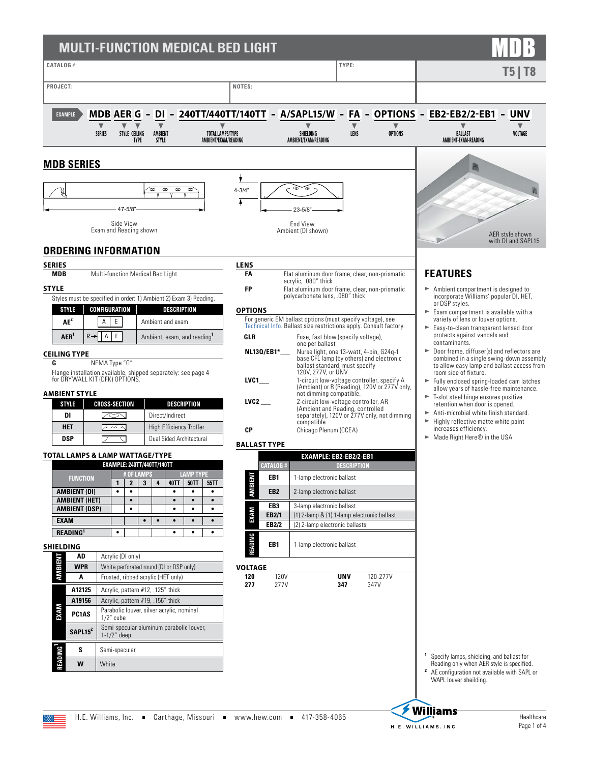# MULTI-FUNCTION MEDICAL BED LIGHT

**MDB**

**T5 | T8**

CATALOG #: | TYPE:

PROJECT: | NOTES:

EXAMPLE: **MDB AER G - DI - 240TT/440TT/140TT - A/SAPL15/W - FA - OPTIONS - EB2-EB2/2-EB1 - UNV**

SERIES · STYLE · CEILING TYPE · AMBIENT STYLE · TOTAL LAMPS/TYPE AMBIENT/EXAM/READING · SHIELDING AMBIENT/EXAM/READING · LENS · OPTIONS · BALLAST AMBIENT-EXAM-READING · VOLTAGE

## MDB SERIES

47-5/8"

Side View
Exam and Reading shown

4-3/4" · 23-5/8"

End View
Ambient (DI shown)

AER style shown with DI and SAPL15

## ORDERING INFORMATION

### SERIES

| | |
|---|---|
| **MDB** | Multi-function Medical Bed Light |

### STYLE

Styles must be specified in order: 1) Ambient 2) Exam 3) Reading.

| STYLE | CONFIGURATION | DESCRIPTION |
|---|---|---|
| AE[2] | A E | Ambient and exam |
| AER[1] | R→ A E | Ambient, exam, and reading[1] |

### CEILING TYPE

| | |
|---|---|
| **G** | NEMA Type "G" |

Flange installation available, shipped separately: see page 4 for DRYWALL KIT (DFK) OPTIONS.

### AMBIENT STYLE

| STYLE | CROSS-SECTION | DESCRIPTION |
|---|---|---|
| DI | | Direct/Indirect |
| HET | | High Efficiency Troffer |
| DSP | | Dual Sided Architectural |

### TOTAL LAMPS & LAMP WATTAGE/TYPE

EXAMPLE: 240TT/440TT/140TT

| FUNCTION | # OF LAMPS 1 | 2 | 3 | 4 | LAMP TYPE 40TT | 50TT | 55TT |
|---|---|---|---|---|---|---|---|
| AMBIENT (DI) | • | • | | | • | • | • |
| AMBIENT (HET) | | • | | | • | • | • |
| AMBIENT (DSP) | | • | | | • | • | • |
| EXAM | | | • | • | • | • | • |
| READING[1] | • | | | | • | • | • |

### SHIELDING

| | | |
|---|---|---|
| AMBIENT | AD | Acrylic (DI only) |
| | WPR | White perforated round (DI or DSP only) |
| | A | Frosted, ribbed acrylic (HET only) |
| EXAM | A12125 | Acrylic, pattern #12, .125" thick |
| | A19156 | Acrylic, pattern #19, .156" thick |
| | PC1AS | Parabolic louver, silver acrylic, nominal 1/2" cube |
| | SAPL15[2] | Semi-specular aluminum parabolic louver, 1-1/2" deep |
| READING[1] | S | Semi-specular |
| | W | White |

### LENS

| | |
|---|---|
| **FA** | Flat aluminum door frame, clear, non-prismatic acrylic, .080" thick |
| **FP** | Flat aluminum door frame, clear, non-prismatic polycarbonate lens, .080" thick |

### OPTIONS

For generic EM ballast options (must specify voltage), see Technical Info. Ballast size restrictions apply. Consult factory.

| | |
|---|---|
| **GLR** | Fuse, fast blow (specify voltage), one per ballast |
| **NL13Q/EB1*___** | Nurse light, one 13-watt, 4-pin, G24q-1 base CFL lamp (by others) and electronic ballast standard, must specify 120V, 277V, or UNV |
| **LVC1___** | 1-circuit low-voltage controller, specify A (Ambient) or R (Reading), 120V or 277V only, not dimming compatible. |
| **LVC2 ___** | 2-circuit low-voltage controller, AR (Ambient and Reading, controlled separately), 120V or 277V only, not dimming compatible. |
| **CP** | Chicago Plenum (CCEA) |

### BALLAST TYPE

EXAMPLE: EB2-EB2/2-EB1

| | CATALOG # | DESCRIPTION |
|---|---|---|
| AMBIENT | EB1 | 1-lamp electronic ballast |
| | EB2 | 2-lamp electronic ballast |
| EXAM | EB3 | 3-lamp electronic ballast |
| | EB2/1 | (1) 2-lamp & (1) 1-lamp electronic ballast |
| | EB2/2 | (2) 2-lamp electronic ballasts |
| READING | EB1 | 1-lamp electronic ballast |

### VOLTAGE

| | | | |
|---|---|---|---|
| **120** | 120V | **UNV** | 120-277V |
| **277** | 277V | **347** | 347V |

## FEATURES

- Ambient compartment is designed to incorporate Williams' popular DI, HET, or DSP styles.
- Exam compartment is available with a variety of lens or louver options.
- Easy-to-clean transparent lensed door protects against vandals and contaminants.
- Door frame, diffuser(s) and reflectors are combined in a single swing-down assembly to allow easy lamp and ballast access from room side of fixture.
- Fully enclosed spring-loaded cam latches allow years of hassle-free maintenance.
- T-slot steel hinge ensures positive retention when door is opened.
- Anti-microbial white finish standard.
- Highly reflective matte white paint increases efficiency.
- Made Right Here® in the USA

[1] Specify lamps, shielding, and ballast for Reading only when AER style is specified.

[2] AE configuration not available with SAPL or WAPL louver sheilding.

H.E. Williams, Inc. ■ Carthage, Missouri ■ www.hew.com ■ 417-358-4065

Healthcare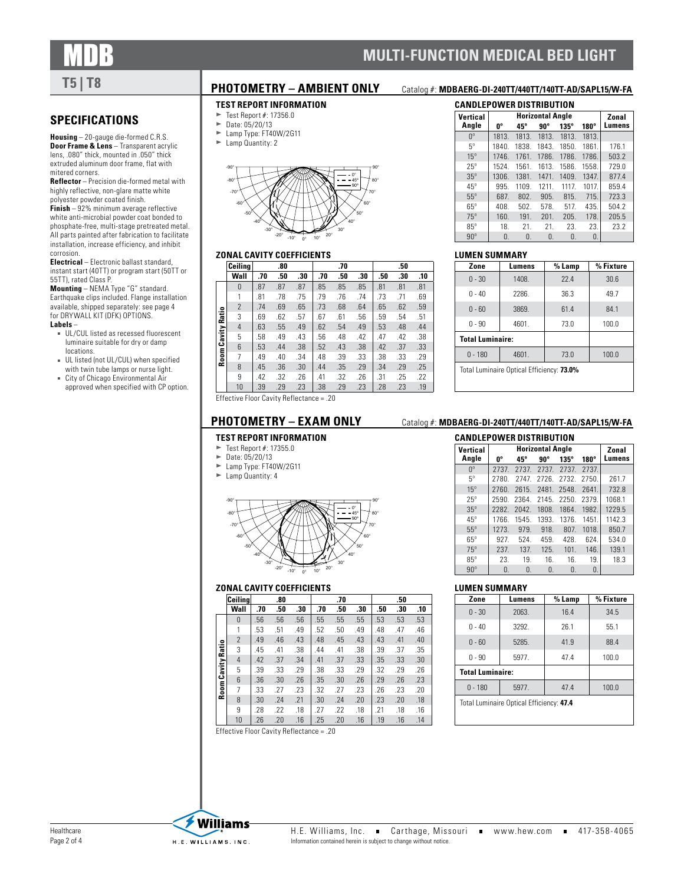# MDB

## MULTI-FUNCTION MEDICAL BED LIGHT

**T5 | T8**

## SPECIFICATIONS

**Housing** – 20-gauge die-formed C.R.S.

**Door Frame & Lens** – Transparent acrylic lens, .080" thick, mounted in .050" thick extruded aluminum door frame, flat with mitered corners.

**Reflector** – Precision die-formed metal with highly reflective, non-glare matte white polyester powder coated finish.

**Finish** – 92% minimum average reflective white anti-microbial powder coat bonded to phosphate-free, multi-stage pretreated metal. All parts painted after fabrication to facilitate installation, increase efficiency, and inhibit corrosion.

**Electrical** – Electronic ballast standard, instant start (40TT) or program start (50TT or 55TT), rated Class P.

**Mounting** – NEMA Type "G" standard. Earthquake clips included. Flange installation available, shipped separately: see page 4 for DRYWALL KIT (DFK) OPTIONS.

**Labels** –

- UL/CUL listed as recessed fluorescent luminaire suitable for dry or damp locations.
- UL listed (not UL/CUL) when specified with twin tube lamps or nurse light.
- City of Chicago Environmental Air approved when specified with CP option.

## PHOTOMETRY – AMBIENT ONLY

Catalog #: **MDBAERG-DI-240TT/440TT/140TT-AD/SAPL15/W-FA**

### TEST REPORT INFORMATION

- Test Report #: 17356.0
- Date: 05/20/13
- Lamp Type: FT40W/2G11
- Lamp Quantity: 2

### ZONAL CAVITY COEFFICIENTS

| Ceiling | .80 | | | .70 | | | .50 | | |
|---|---|---|---|---|---|---|---|---|---|
| Wall | .70 | .50 | .30 | .70 | .50 | .30 | .50 | .30 | .10 |
| **Room Cavity Ratio** | | | | | | | | | |
| 0 | .87 | .87 | .87 | .85 | .85 | .85 | .81 | .81 | .81 |
| 1 | .81 | .78 | .75 | .79 | .76 | .74 | .73 | .71 | .69 |
| 2 | .74 | .69 | .65 | .73 | .68 | .64 | .65 | .62 | .59 |
| 3 | .69 | .62 | .57 | .67 | .61 | .56 | .59 | .54 | .51 |
| 4 | .63 | .55 | .49 | .62 | .54 | .49 | .53 | .48 | .44 |
| 5 | .58 | .49 | .43 | .56 | .48 | .42 | .47 | .42 | .38 |
| 6 | .53 | .44 | .38 | .52 | .43 | .38 | .42 | .37 | .33 |
| 7 | .49 | .40 | .34 | .48 | .39 | .33 | .38 | .33 | .29 |
| 8 | .45 | .36 | .30 | .44 | .35 | .29 | .34 | .29 | .25 |
| 9 | .42 | .32 | .26 | .41 | .32 | .26 | .31 | .25 | .22 |
| 10 | .39 | .29 | .23 | .38 | .29 | .23 | .28 | .23 | .19 |

Effective Floor Cavity Reflectance = .20

### CANDLEPOWER DISTRIBUTION

| Vertical Angle | Horizontal Angle 0° | 45° | 90° | 135° | 180° | Zonal Lumens |
|---|---|---|---|---|---|---|
| 0° | 1813. | 1813. | 1813. | 1813. | 1813. | |
| 5° | 1840. | 1838. | 1843. | 1850. | 1861. | 176.1 |
| 15° | 1746. | 1761. | 1786. | 1786. | 1786. | 503.2 |
| 25° | 1524. | 1561. | 1613. | 1586. | 1558. | 729.0 |
| 35° | 1306. | 1381. | 1471. | 1409. | 1347. | 877.4 |
| 45° | 995. | 1109. | 1211. | 1117. | 1017. | 859.4 |
| 55° | 687. | 802. | 905. | 815. | 715. | 723.3 |
| 65° | 408. | 502. | 578. | 517. | 435. | 504.2 |
| 75° | 160. | 191. | 201. | 205. | 178. | 205.5 |
| 85° | 18. | 21. | 21. | 23. | 23. | 23.2 |
| 90° | 0. | 0. | 0. | 0. | 0. | |

### LUMEN SUMMARY

| Zone | Lumens | % Lamp | % Fixture |
|---|---|---|---|
| 0 - 30 | 1408. | 22.4 | 30.6 |
| 0 - 40 | 2286. | 36.3 | 49.7 |
| 0 - 60 | 3869. | 61.4 | 84.1 |
| 0 - 90 | 4601. | 73.0 | 100.0 |
| **Total Luminaire:** | | | |
| 0 - 180 | 4601. | 73.0 | 100.0 |

Total Luminaire Optical Efficiency: **73.0%**

## PHOTOMETRY – EXAM ONLY

Catalog #: **MDBAERG-DI-240TT/440TT/140TT-AD/SAPL15/W-FA**

### TEST REPORT INFORMATION

- Test Report #: 17355.0
- Date: 05/20/13
- Lamp Type: FT40W/2G11
- Lamp Quantity: 4

### ZONAL CAVITY COEFFICIENTS

| Ceiling | .80 | | | .70 | | | .50 | | |
|---|---|---|---|---|---|---|---|---|---|
| Wall | .70 | .50 | .30 | .70 | .50 | .30 | .50 | .30 | .10 |
| **Room Cavity Ratio** | | | | | | | | | |
| 0 | .56 | .56 | .56 | .55 | .55 | .55 | .53 | .53 | .53 |
| 1 | .53 | .51 | .49 | .52 | .50 | .49 | .48 | .47 | .46 |
| 2 | .49 | .46 | .43 | .48 | .45 | .43 | .43 | .41 | .40 |
| 3 | .45 | .41 | .38 | .44 | .41 | .38 | .39 | .37 | .35 |
| 4 | .42 | .37 | .34 | .41 | .37 | .33 | .35 | .33 | .30 |
| 5 | .39 | .33 | .29 | .38 | .33 | .29 | .32 | .29 | .26 |
| 6 | .36 | .30 | .26 | .35 | .30 | .26 | .29 | .26 | .23 |
| 7 | .33 | .27 | .23 | .32 | .27 | .23 | .26 | .23 | .20 |
| 8 | .30 | .24 | .21 | .30 | .24 | .20 | .23 | .20 | .18 |
| 9 | .28 | .22 | .18 | .27 | .22 | .18 | .21 | .18 | .16 |
| 10 | .26 | .20 | .16 | .25 | .20 | .16 | .19 | .16 | .14 |

Effective Floor Cavity Reflectance = .20

### CANDLEPOWER DISTRIBUTION

| Vertical Angle | Horizontal Angle 0° | 45° | 90° | 135° | 180° | Zonal Lumens |
|---|---|---|---|---|---|---|
| 0° | 2737. | 2737. | 2737. | 2737. | 2737. | |
| 5° | 2780. | 2747. | 2726. | 2732. | 2750. | 261.7 |
| 15° | 2760. | 2615. | 2481. | 2548. | 2641. | 732.8 |
| 25° | 2590. | 2364. | 2145. | 2250. | 2379. | 1068.1 |
| 35° | 2282. | 2042. | 1808. | 1864. | 1982. | 1229.5 |
| 45° | 1766. | 1545. | 1393. | 1376. | 1451. | 1142.3 |
| 55° | 1273. | 979. | 918. | 807. | 1018. | 850.7 |
| 65° | 927. | 524. | 459. | 428. | 624. | 534.0 |
| 75° | 237. | 137. | 125. | 101. | 146. | 139.1 |
| 85° | 23. | 19. | 16. | 16. | 19. | 18.3 |
| 90° | 0. | 0. | 0. | 0. | 0. | |

### LUMEN SUMMARY

| Zone | Lumens | % Lamp | % Fixture |
|---|---|---|---|
| 0 - 30 | 2063. | 16.4 | 34.5 |
| 0 - 40 | 3292. | 26.1 | 55.1 |
| 0 - 60 | 5285. | 41.9 | 88.4 |
| 0 - 90 | 5977. | 47.4 | 100.0 |
| **Total Luminaire:** | | | |
| 0 - 180 | 5977. | 47.4 | 100.0 |

Total Luminaire Optical Efficiency: **47.4**

Healthcare

H.E. Williams, Inc. ■ Carthage, Missouri ■ www.hew.com ■ 417-358-4065

Information contained herein is subject to change without notice.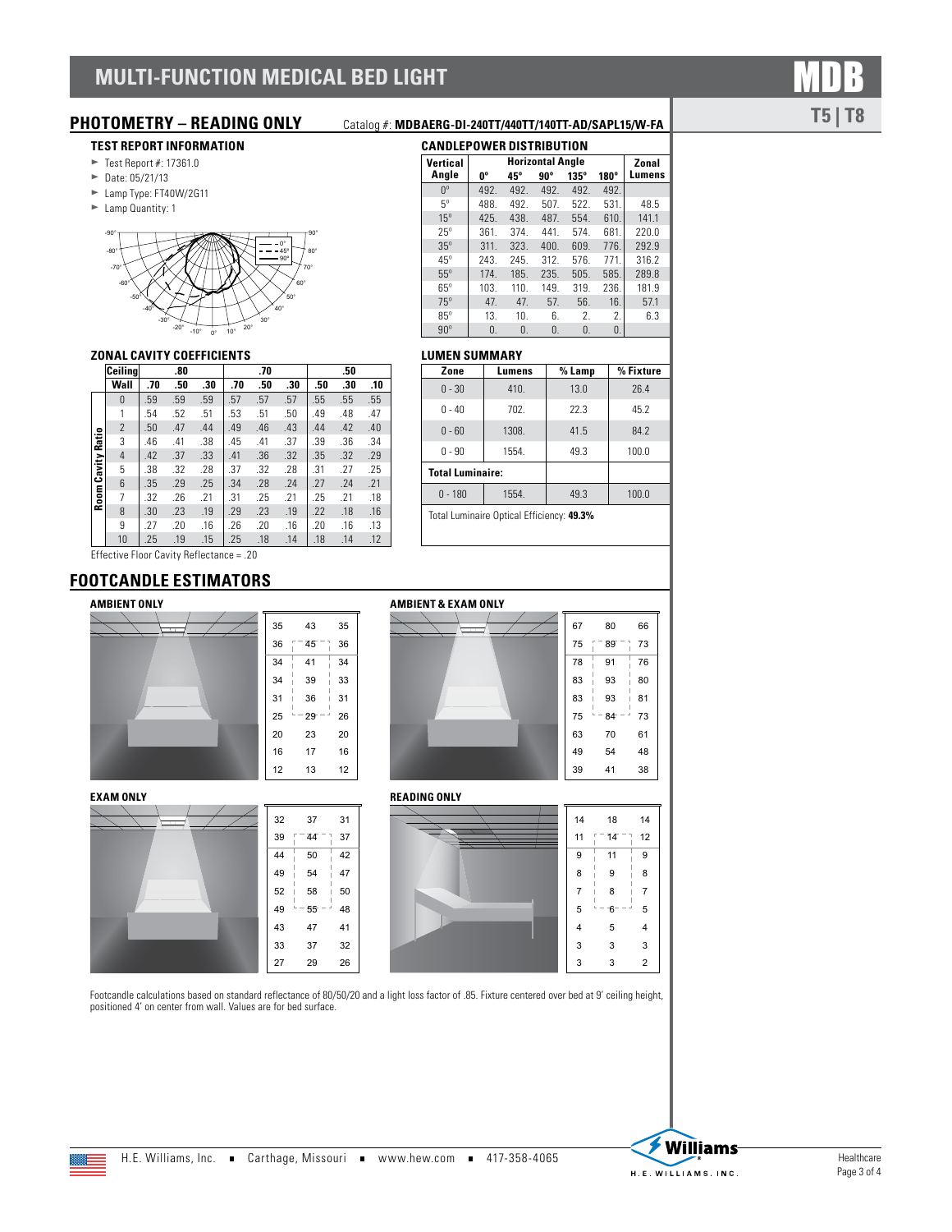# MULTI-FUNCTION MEDICAL BED LIGHT

MDB

T5 | T8

## PHOTOMETRY – READING ONLY

Catalog #: **MDBAERG-DI-240TT/440TT/140TT-AD/SAPL15/W-FA**

### TEST REPORT INFORMATION

- Test Report #: 17361.0
- Date: 05/21/13
- Lamp Type: FT40W/2G11
- Lamp Quantity: 1

### CANDLEPOWER DISTRIBUTION

| Vertical Angle | Horizontal Angle 0° | 45° | 90° | 135° | 180° | Zonal Lumens |
|---|---|---|---|---|---|---|
| 0° | 492. | 492. | 492. | 492. | 492. | |
| 5° | 488. | 492. | 507. | 522. | 531. | 48.5 |
| 15° | 425. | 438. | 487. | 554. | 610. | 141.1 |
| 25° | 361. | 374. | 441. | 574. | 681. | 220.0 |
| 35° | 311. | 323. | 400. | 609. | 776. | 292.9 |
| 45° | 243. | 245. | 312. | 576. | 771. | 316.2 |
| 55° | 174. | 185. | 235. | 505. | 585. | 289.8 |
| 65° | 103. | 110. | 149. | 319. | 236. | 181.9 |
| 75° | 47. | 47. | 57. | 56. | 16. | 57.1 |
| 85° | 13. | 10. | 6. | 2. | 2. | 6.3 |
| 90° | 0. | 0. | 0. | 0. | 0. | |

### ZONAL CAVITY COEFFICIENTS

| Ceiling | .80 | | | .70 | | | .50 | | |
|---|---|---|---|---|---|---|---|---|---|
| Wall | .70 | .50 | .30 | .70 | .50 | .30 | .50 | .30 | .10 |
| 0 | .59 | .59 | .59 | .57 | .57 | .57 | .55 | .55 | .55 |
| 1 | .54 | .52 | .51 | .53 | .51 | .50 | .49 | .48 | .47 |
| 2 | .50 | .47 | .44 | .49 | .46 | .43 | .44 | .42 | .40 |
| 3 | .46 | .41 | .38 | .45 | .41 | .37 | .39 | .36 | .34 |
| 4 | .42 | .37 | .33 | .41 | .36 | .32 | .35 | .32 | .29 |
| 5 | .38 | .32 | .28 | .37 | .32 | .28 | .31 | .27 | .25 |
| 6 | .35 | .29 | .25 | .34 | .28 | .24 | .27 | .24 | .21 |
| 7 | .32 | .26 | .21 | .31 | .25 | .21 | .25 | .21 | .18 |
| 8 | .30 | .23 | .19 | .29 | .23 | .19 | .22 | .18 | .16 |
| 9 | .27 | .20 | .16 | .26 | .20 | .16 | .20 | .16 | .13 |
| 10 | .25 | .19 | .15 | .25 | .18 | .14 | .18 | .14 | .12 |

(Rows: Room Cavity Ratio)

Effective Floor Cavity Reflectance = .20

### LUMEN SUMMARY

| Zone | Lumens | % Lamp | % Fixture |
|---|---|---|---|
| 0 - 30 | 410. | 13.0 | 26.4 |
| 0 - 40 | 702. | 22.3 | 45.2 |
| 0 - 60 | 1308. | 41.5 | 84.2 |
| 0 - 90 | 1554. | 49.3 | 100.0 |
| **Total Luminaire:** | | | |
| 0 - 180 | 1554. | 49.3 | 100.0 |

Total Luminaire Optical Efficiency: **49.3%**

## FOOTCANDLE ESTIMATORS

### AMBIENT ONLY

| | | |
|---|---|---|
| 35 | 43 | 35 |
| 36 | 45 | 36 |
| 34 | 41 | 34 |
| 34 | 39 | 33 |
| 31 | 36 | 31 |
| 25 | 29 | 26 |
| 20 | 23 | 20 |
| 16 | 17 | 16 |
| 12 | 13 | 12 |

### AMBIENT & EXAM ONLY

| | | |
|---|---|---|
| 67 | 80 | 66 |
| 75 | 89 | 73 |
| 78 | 91 | 76 |
| 83 | 93 | 80 |
| 83 | 93 | 81 |
| 75 | 84 | 73 |
| 63 | 70 | 61 |
| 49 | 54 | 48 |
| 39 | 41 | 38 |

### EXAM ONLY

| | | |
|---|---|---|
| 32 | 37 | 31 |
| 39 | 44 | 37 |
| 44 | 50 | 42 |
| 49 | 54 | 47 |
| 52 | 58 | 50 |
| 49 | 55 | 48 |
| 43 | 47 | 41 |
| 33 | 37 | 32 |
| 27 | 29 | 26 |

### READING ONLY

| | | |
|---|---|---|
| 14 | 18 | 14 |
| 11 | 14 | 12 |
| 9 | 11 | 9 |
| 8 | 9 | 8 |
| 7 | 8 | 7 |
| 5 | 6 | 5 |
| 4 | 5 | 4 |
| 3 | 3 | 3 |
| 3 | 3 | 2 |

Footcandle calculations based on standard reflectance of 80/50/20 and a light loss factor of .85. Fixture centered over bed at 9' ceiling height, positioned 4' on center from wall. Values are for bed surface.

H.E. Williams, Inc. ■ Carthage, Missouri ■ www.hew.com ■ 417-358-4065

Healthcare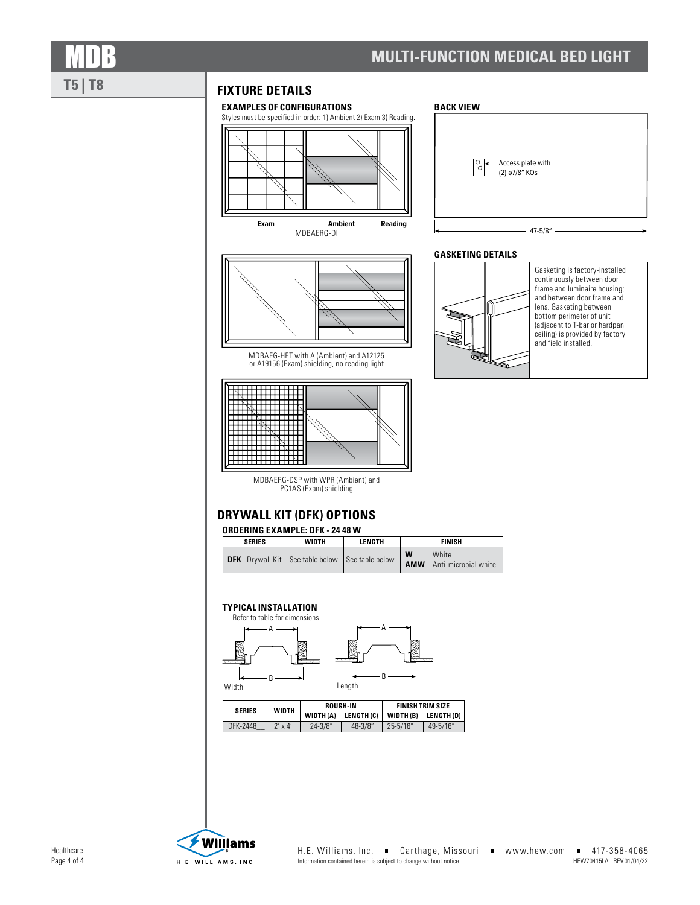# MDB

## T5 | T8

# MULTI-FUNCTION MEDICAL BED LIGHT

## FIXTURE DETAILS

### EXAMPLES OF CONFIGURATIONS

Styles must be specified in order: 1) Ambient 2) Exam 3) Reading.

Exam
Ambient
Reading

MDBAERG-DI

MDBAEG-HET with A (Ambient) and A12125 or A19156 (Exam) shielding, no reading light

MDBAERG-DSP with WPR (Ambient) and PC1AS (Exam) shielding

### BACK VIEW

Access plate with (2) ø7/8" KOs

47-5/8"

### GASKETING DETAILS

Gasketing is factory-installed continuously between door frame and luminaire housing; and between door frame and lens. Gasketing between bottom perimeter of unit (adjacent to T-bar or hardpan ceiling) is provided by factory and field installed.

## DRYWALL KIT (DFK) OPTIONS

### ORDERING EXAMPLE: DFK - 24 48 W

| SERIES | WIDTH | LENGTH | FINISH |
|---|---|---|---|
| **DFK** Drywall Kit | See table below | See table below | **W** White<br>**AMW** Anti-microbial white |

### TYPICAL INSTALLATION

Refer to table for dimensions.

A
B
Width

A
B
Length

| SERIES | WIDTH | ROUGH-IN | | FINISH TRIM SIZE | |
|---|---|---|---|---|---|
| | | WIDTH (A) | LENGTH (C) | WIDTH (B) | LENGTH (D) |
| DFK-2448__ | 2' x 4' | 24-3/8" | 48-3/8" | 25-5/16" | 49-5/16" |

H.E. Williams, Inc. ■ Carthage, Missouri ■ www.hew.com ■ 417-358-4065

Information contained herein is subject to change without notice.